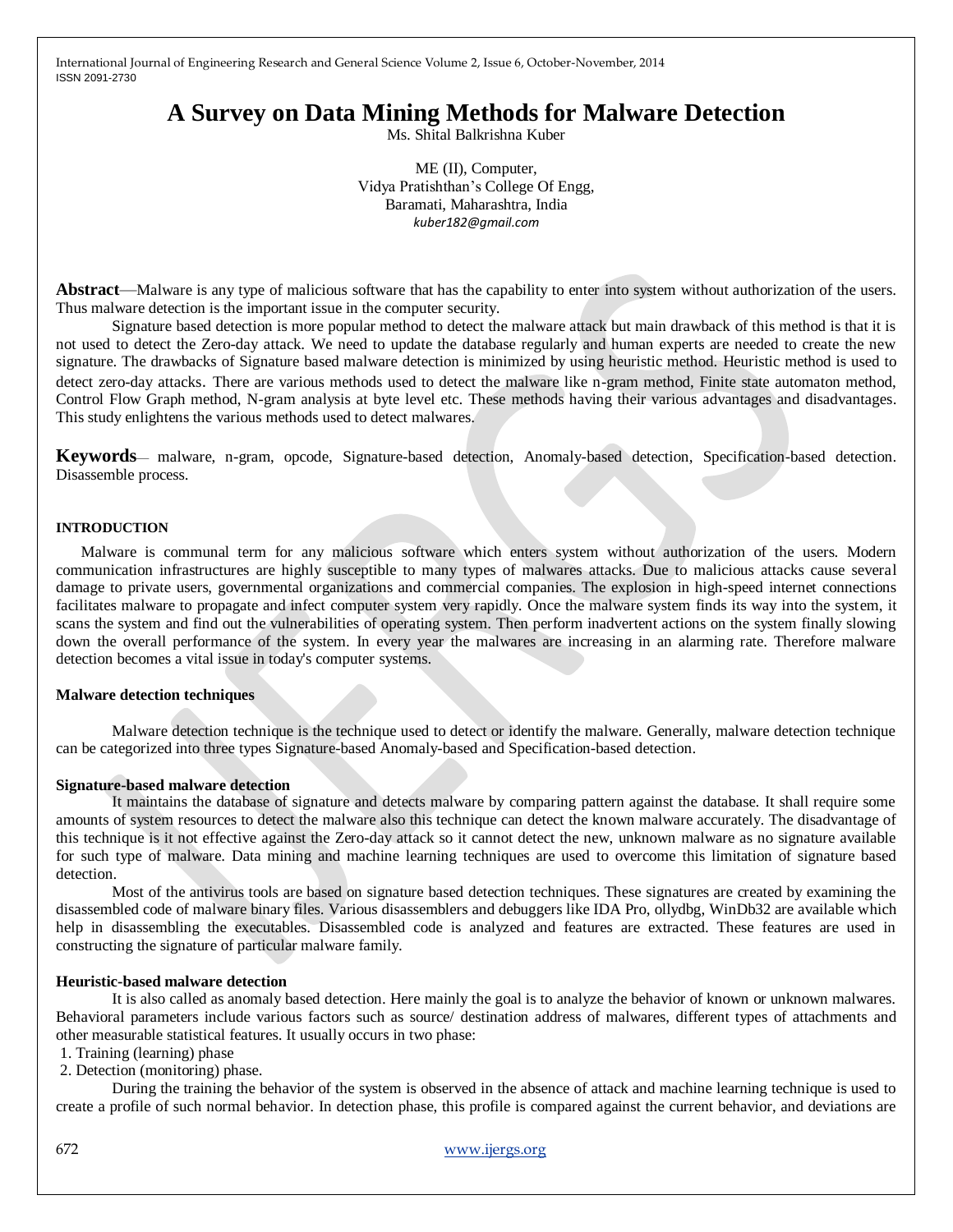# A Survey on Data Mining Methods for Malware Detection

Ms. Shital Balkrishna Kuber

ME (II), Computer,
Vidya Pratishthan's College Of Engg,
Baramati, Maharashtra, India
kuber182@gmail.com

**Abstract**—Malware is any type of malicious software that has the capability to enter into system without authorization of the users. Thus malware detection is the important issue in the computer security.

Signature based detection is more popular method to detect the malware attack but main drawback of this method is that it is not used to detect the Zero-day attack. We need to update the database regularly and human experts are needed to create the new signature. The drawbacks of Signature based malware detection is minimized by using heuristic method. Heuristic method is used to detect zero-day attacks. There are various methods used to detect the malware like n-gram method, Finite state automaton method, Control Flow Graph method, N-gram analysis at byte level etc. These methods having their various advantages and disadvantages. This study enlightens the various methods used to detect malwares.

**Keywords**— malware, n-gram, opcode, Signature-based detection, Anomaly-based detection, Specification-based detection. Disassemble process.

## INTRODUCTION

Malware is communal term for any malicious software which enters system without authorization of the users. Modern communication infrastructures are highly susceptible to many types of malwares attacks. Due to malicious attacks cause several damage to private users, governmental organizations and commercial companies. The explosion in high-speed internet connections facilitates malware to propagate and infect computer system very rapidly. Once the malware system finds its way into the system, it scans the system and find out the vulnerabilities of operating system. Then perform inadvertent actions on the system finally slowing down the overall performance of the system. In every year the malwares are increasing in an alarming rate. Therefore malware detection becomes a vital issue in today's computer systems.

### Malware detection techniques

Malware detection technique is the technique used to detect or identify the malware. Generally, malware detection technique can be categorized into three types Signature-based Anomaly-based and Specification-based detection.

### Signature-based malware detection

It maintains the database of signature and detects malware by comparing pattern against the database. It shall require some amounts of system resources to detect the malware also this technique can detect the known malware accurately. The disadvantage of this technique is it not effective against the Zero-day attack so it cannot detect the new, unknown malware as no signature available for such type of malware. Data mining and machine learning techniques are used to overcome this limitation of signature based detection.

Most of the antivirus tools are based on signature based detection techniques. These signatures are created by examining the disassembled code of malware binary files. Various disassemblers and debuggers like IDA Pro, ollydbg, WinDb32 are available which help in disassembling the executables. Disassembled code is analyzed and features are extracted. These features are used in constructing the signature of particular malware family.

### Heuristic-based malware detection

It is also called as anomaly based detection. Here mainly the goal is to analyze the behavior of known or unknown malwares. Behavioral parameters include various factors such as source/ destination address of malwares, different types of attachments and other measurable statistical features. It usually occurs in two phase:

1. Training (learning) phase
2. Detection (monitoring) phase.

During the training the behavior of the system is observed in the absence of attack and machine learning technique is used to create a profile of such normal behavior. In detection phase, this profile is compared against the current behavior, and deviations are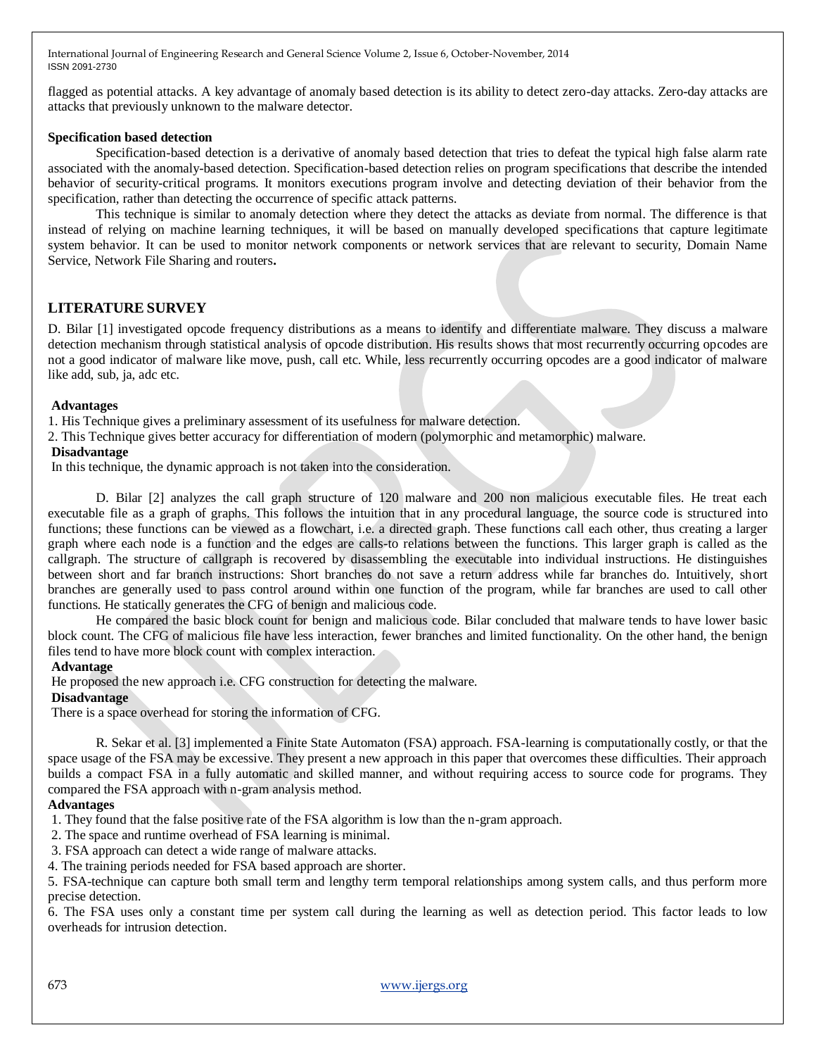flagged as potential attacks. A key advantage of anomaly based detection is its ability to detect zero-day attacks. Zero-day attacks are attacks that previously unknown to the malware detector.

**Specification based detection**

Specification-based detection is a derivative of anomaly based detection that tries to defeat the typical high false alarm rate associated with the anomaly-based detection. Specification-based detection relies on program specifications that describe the intended behavior of security-critical programs. It monitors executions program involve and detecting deviation of their behavior from the specification, rather than detecting the occurrence of specific attack patterns.

This technique is similar to anomaly detection where they detect the attacks as deviate from normal. The difference is that instead of relying on machine learning techniques, it will be based on manually developed specifications that capture legitimate system behavior. It can be used to monitor network components or network services that are relevant to security, Domain Name Service, Network File Sharing and routers**.**

## LITERATURE SURVEY

D. Bilar [1] investigated opcode frequency distributions as a means to identify and differentiate malware. They discuss a malware detection mechanism through statistical analysis of opcode distribution. His results shows that most recurrently occurring opcodes are not a good indicator of malware like move, push, call etc. While, less recurrently occurring opcodes are a good indicator of malware like add, sub, ja, adc etc.

**Advantages**

1. His Technique gives a preliminary assessment of its usefulness for malware detection.
2. This Technique gives better accuracy for differentiation of modern (polymorphic and metamorphic) malware.

**Disadvantage**

In this technique, the dynamic approach is not taken into the consideration.

D. Bilar [2] analyzes the call graph structure of 120 malware and 200 non malicious executable files. He treat each executable file as a graph of graphs. This follows the intuition that in any procedural language, the source code is structured into functions; these functions can be viewed as a flowchart, i.e. a directed graph. These functions call each other, thus creating a larger graph where each node is a function and the edges are calls-to relations between the functions. This larger graph is called as the callgraph. The structure of callgraph is recovered by disassembling the executable into individual instructions. He distinguishes between short and far branch instructions: Short branches do not save a return address while far branches do. Intuitively, short branches are generally used to pass control around within one function of the program, while far branches are used to call other functions. He statically generates the CFG of benign and malicious code.

He compared the basic block count for benign and malicious code. Bilar concluded that malware tends to have lower basic block count. The CFG of malicious file have less interaction, fewer branches and limited functionality. On the other hand, the benign files tend to have more block count with complex interaction.

**Advantage**

He proposed the new approach i.e. CFG construction for detecting the malware.

**Disadvantage**

There is a space overhead for storing the information of CFG.

R. Sekar et al. [3] implemented a Finite State Automaton (FSA) approach. FSA-learning is computationally costly, or that the space usage of the FSA may be excessive. They present a new approach in this paper that overcomes these difficulties. Their approach builds a compact FSA in a fully automatic and skilled manner, and without requiring access to source code for programs. They compared the FSA approach with n-gram analysis method.

**Advantages**

1. They found that the false positive rate of the FSA algorithm is low than the n-gram approach.
2. The space and runtime overhead of FSA learning is minimal.
3. FSA approach can detect a wide range of malware attacks.
4. The training periods needed for FSA based approach are shorter.
5. FSA-technique can capture both small term and lengthy term temporal relationships among system calls, and thus perform more precise detection.
6. The FSA uses only a constant time per system call during the learning as well as detection period. This factor leads to low overheads for intrusion detection.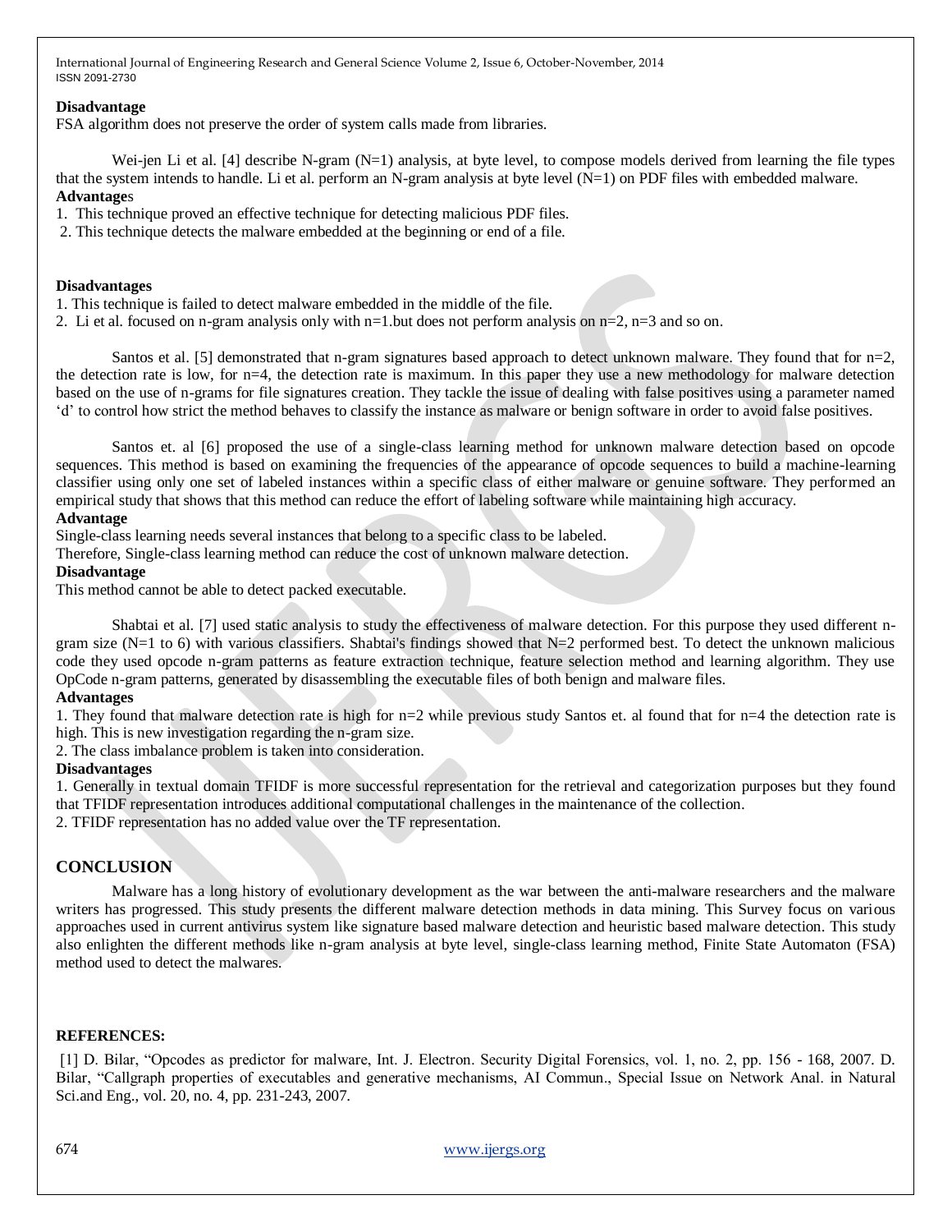**Disadvantage**

FSA algorithm does not preserve the order of system calls made from libraries.

Wei-jen Li et al. [4] describe N-gram (N=1) analysis, at byte level, to compose models derived from learning the file types that the system intends to handle. Li et al. perform an N-gram analysis at byte level (N=1) on PDF files with embedded malware.

**Advantages**

1. This technique proved an effective technique for detecting malicious PDF files.
2. This technique detects the malware embedded at the beginning or end of a file.

**Disadvantages**

1. This technique is failed to detect malware embedded in the middle of the file.
2. Li et al. focused on n-gram analysis only with n=1.but does not perform analysis on n=2, n=3 and so on.

Santos et al. [5] demonstrated that n-gram signatures based approach to detect unknown malware. They found that for n=2, the detection rate is low, for n=4, the detection rate is maximum. In this paper they use a new methodology for malware detection based on the use of n-grams for file signatures creation. They tackle the issue of dealing with false positives using a parameter named 'd' to control how strict the method behaves to classify the instance as malware or benign software in order to avoid false positives.

Santos et. al [6] proposed the use of a single-class learning method for unknown malware detection based on opcode sequences. This method is based on examining the frequencies of the appearance of opcode sequences to build a machine-learning classifier using only one set of labeled instances within a specific class of either malware or genuine software. They performed an empirical study that shows that this method can reduce the effort of labeling software while maintaining high accuracy.

**Advantage**

Single-class learning needs several instances that belong to a specific class to be labeled.
Therefore, Single-class learning method can reduce the cost of unknown malware detection.

**Disadvantage**

This method cannot be able to detect packed executable.

Shabtai et al. [7] used static analysis to study the effectiveness of malware detection. For this purpose they used different n-gram size (N=1 to 6) with various classifiers. Shabtai's findings showed that N=2 performed best. To detect the unknown malicious code they used opcode n-gram patterns as feature extraction technique, feature selection method and learning algorithm. They use OpCode n-gram patterns, generated by disassembling the executable files of both benign and malware files.

**Advantages**

1. They found that malware detection rate is high for n=2 while previous study Santos et. al found that for n=4 the detection rate is high. This is new investigation regarding the n-gram size.
2. The class imbalance problem is taken into consideration.

**Disadvantages**

1. Generally in textual domain TFIDF is more successful representation for the retrieval and categorization purposes but they found that TFIDF representation introduces additional computational challenges in the maintenance of the collection.
2. TFIDF representation has no added value over the TF representation.

## CONCLUSION

Malware has a long history of evolutionary development as the war between the anti-malware researchers and the malware writers has progressed. This study presents the different malware detection methods in data mining. This Survey focus on various approaches used in current antivirus system like signature based malware detection and heuristic based malware detection. This study also enlighten the different methods like n-gram analysis at byte level, single-class learning method, Finite State Automaton (FSA) method used to detect the malwares.

## REFERENCES:

[1] D. Bilar, "Opcodes as predictor for malware, Int. J. Electron. Security Digital Forensics, vol. 1, no. 2, pp. 156 - 168, 2007. D. Bilar, "Callgraph properties of executables and generative mechanisms, AI Commun., Special Issue on Network Anal. in Natural Sci.and Eng., vol. 20, no. 4, pp. 231-243, 2007.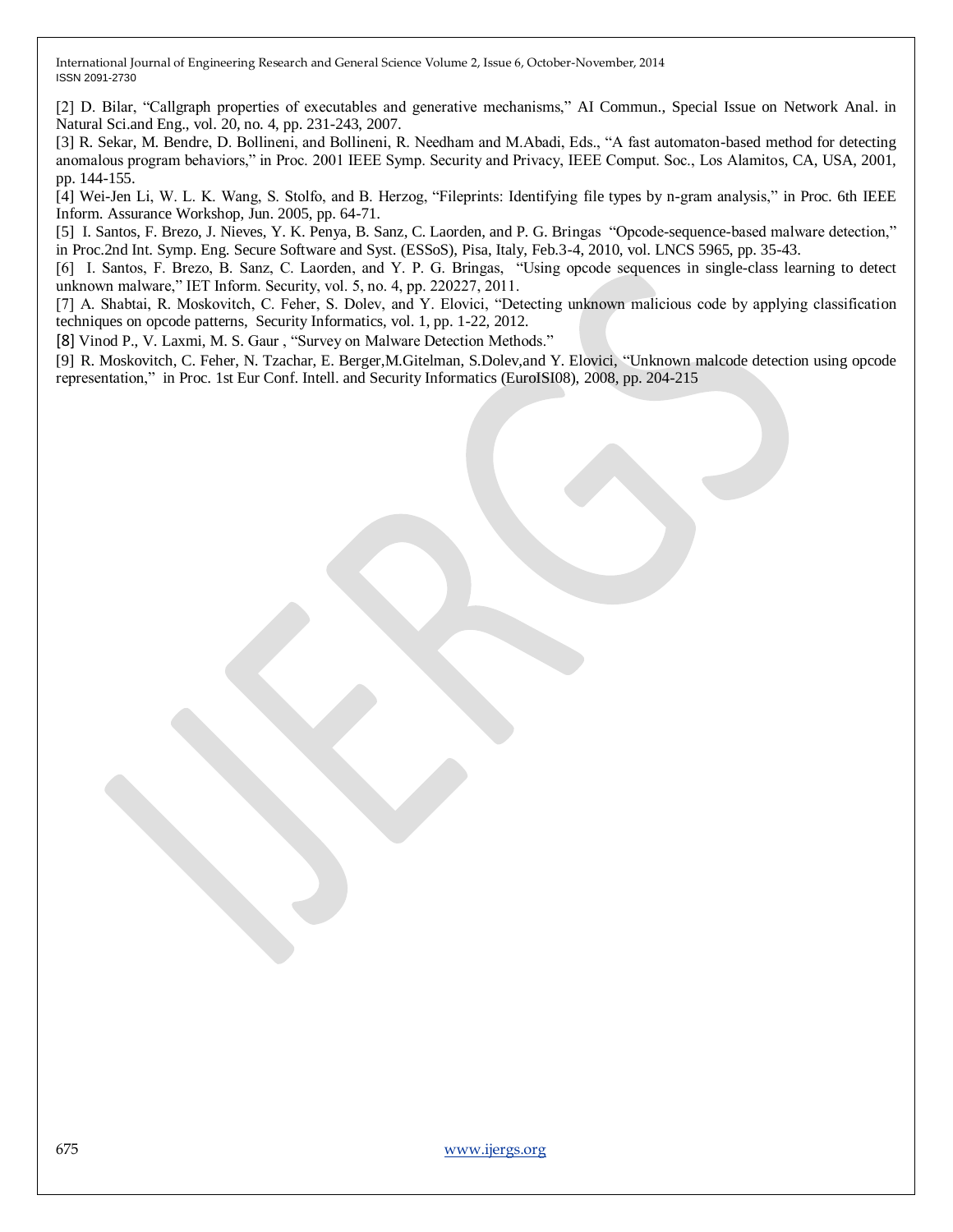[2] D. Bilar, "Callgraph properties of executables and generative mechanisms," AI Commun., Special Issue on Network Anal. in Natural Sci.and Eng., vol. 20, no. 4, pp. 231-243, 2007.

[3] R. Sekar, M. Bendre, D. Bollineni, and Bollineni, R. Needham and M.Abadi, Eds., "A fast automaton-based method for detecting anomalous program behaviors," in Proc. 2001 IEEE Symp. Security and Privacy, IEEE Comput. Soc., Los Alamitos, CA, USA, 2001, pp. 144-155.

[4] Wei-Jen Li, W. L. K. Wang, S. Stolfo, and B. Herzog, "Fileprints: Identifying file types by n-gram analysis," in Proc. 6th IEEE Inform. Assurance Workshop, Jun. 2005, pp. 64-71.

[5] I. Santos, F. Brezo, J. Nieves, Y. K. Penya, B. Sanz, C. Laorden, and P. G. Bringas "Opcode-sequence-based malware detection," in Proc.2nd Int. Symp. Eng. Secure Software and Syst. (ESSoS), Pisa, Italy, Feb.3-4, 2010, vol. LNCS 5965, pp. 35-43.

[6] I. Santos, F. Brezo, B. Sanz, C. Laorden, and Y. P. G. Bringas, "Using opcode sequences in single-class learning to detect unknown malware," IET Inform. Security, vol. 5, no. 4, pp. 220227, 2011.

[7] A. Shabtai, R. Moskovitch, C. Feher, S. Dolev, and Y. Elovici, "Detecting unknown malicious code by applying classification techniques on opcode patterns, Security Informatics, vol. 1, pp. 1-22, 2012.

[8] Vinod P., V. Laxmi, M. S. Gaur , "Survey on Malware Detection Methods."

[9] R. Moskovitch, C. Feher, N. Tzachar, E. Berger,M.Gitelman, S.Dolev,and Y. Elovici, "Unknown malcode detection using opcode representation," in Proc. 1st Eur Conf. Intell. and Security Informatics (EuroISI08), 2008, pp. 204-215